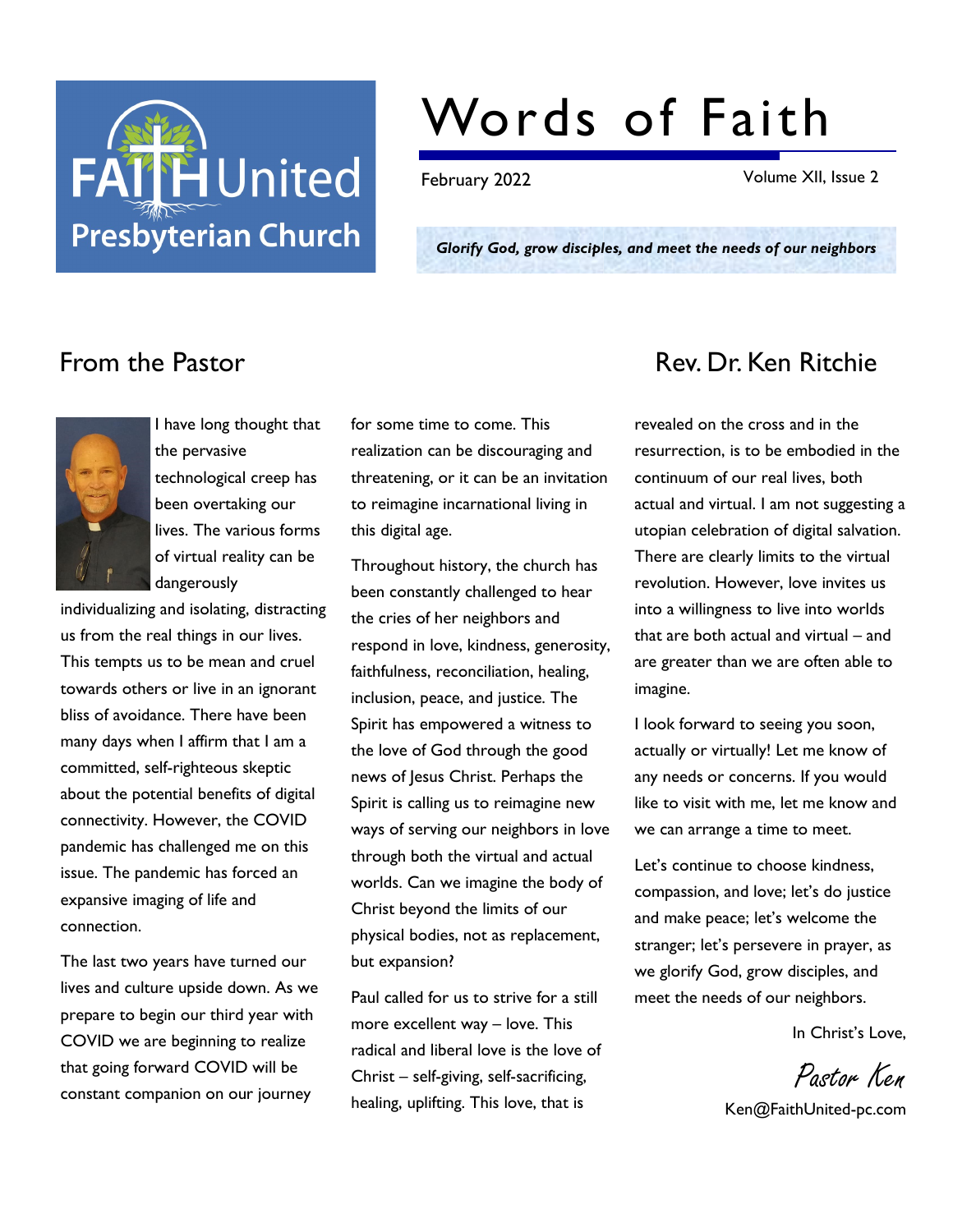# Words of Faith

FAITH United Presbyterian Church

February 2022

Volume XII, Issue 2

***Glorify God, grow disciples, and meet the needs of our neighbors***

## From the Pastor

## Rev. Dr. Ken Ritchie

I have long thought that the pervasive technological creep has been overtaking our lives. The various forms of virtual reality can be dangerously individualizing and isolating, distracting us from the real things in our lives. This tempts us to be mean and cruel towards others or live in an ignorant bliss of avoidance. There have been many days when I affirm that I am a committed, self-righteous skeptic about the potential benefits of digital connectivity. However, the COVID pandemic has challenged me on this issue. The pandemic has forced an expansive imaging of life and connection.

The last two years have turned our lives and culture upside down. As we prepare to begin our third year with COVID we are beginning to realize that going forward COVID will be constant companion on our journey for some time to come. This realization can be discouraging and threatening, or it can be an invitation to reimagine incarnational living in this digital age.

Throughout history, the church has been constantly challenged to hear the cries of her neighbors and respond in love, kindness, generosity, faithfulness, reconciliation, healing, inclusion, peace, and justice. The Spirit has empowered a witness to the love of God through the good news of Jesus Christ. Perhaps the Spirit is calling us to reimagine new ways of serving our neighbors in love through both the virtual and actual worlds. Can we imagine the body of Christ beyond the limits of our physical bodies, not as replacement, but expansion?

Paul called for us to strive for a still more excellent way – love. This radical and liberal love is the love of Christ – self-giving, self-sacrificing, healing, uplifting. This love, that is revealed on the cross and in the resurrection, is to be embodied in the continuum of our real lives, both actual and virtual. I am not suggesting a utopian celebration of digital salvation. There are clearly limits to the virtual revolution. However, love invites us into a willingness to live into worlds that are both actual and virtual – and are greater than we are often able to imagine.

I look forward to seeing you soon, actually or virtually! Let me know of any needs or concerns. If you would like to visit with me, let me know and we can arrange a time to meet.

Let's continue to choose kindness, compassion, and love; let's do justice and make peace; let's welcome the stranger; let's persevere in prayer, as we glorify God, grow disciples, and meet the needs of our neighbors.

In Christ's Love,

Pastor Ken

Ken@FaithUnited-pc.com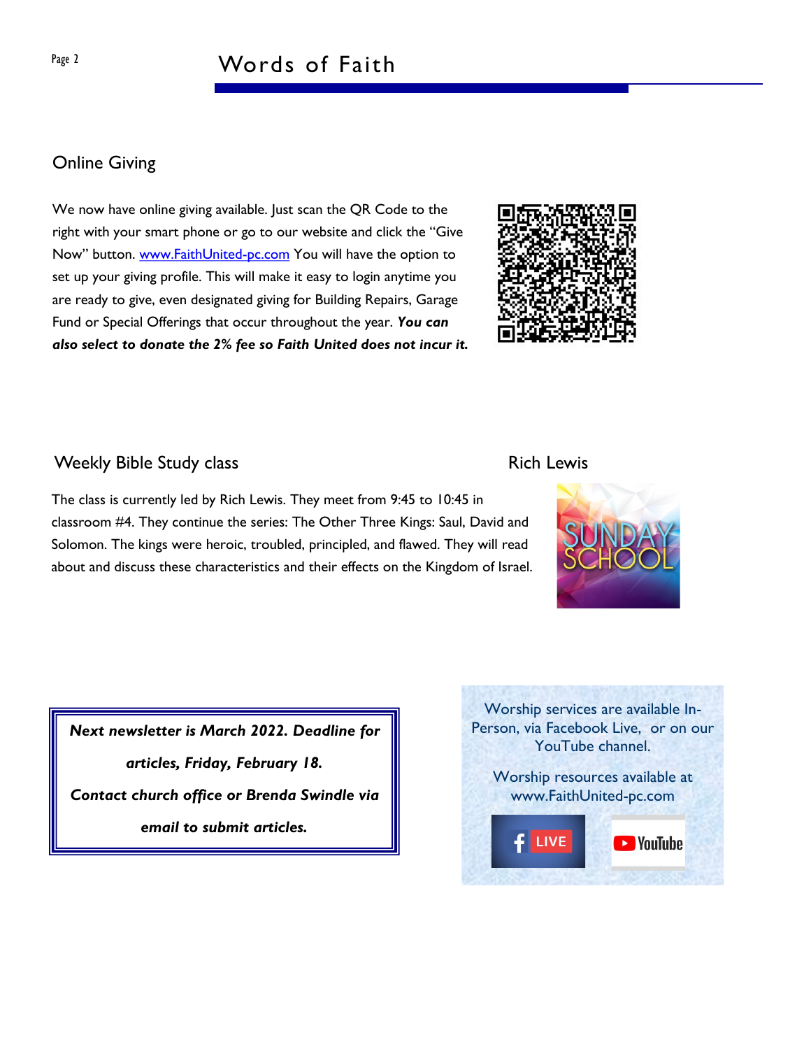## Online Giving

We now have online giving available. Just scan the QR Code to the right with your smart phone or go to our website and click the "Give Now" button. www.FaithUnited-pc.com You will have the option to set up your giving profile. This will make it easy to login anytime you are ready to give, even designated giving for Building Repairs, Garage Fund or Special Offerings that occur throughout the year. ***You can also select to donate the 2% fee so Faith United does not incur it.***

## Weekly Bible Study class

Rich Lewis

The class is currently led by Rich Lewis. They meet from 9:45 to 10:45 in classroom #4. They continue the series: The Other Three Kings: Saul, David and Solomon. The kings were heroic, troubled, principled, and flawed. They will read about and discuss these characteristics and their effects on the Kingdom of Israel.

***Next newsletter is March 2022. Deadline for articles, Friday, February 18.***

***Contact church office or Brenda Swindle via email to submit articles.***

Worship services are available In-Person, via Facebook Live, or on our YouTube channel.

Worship resources available at www.FaithUnited-pc.com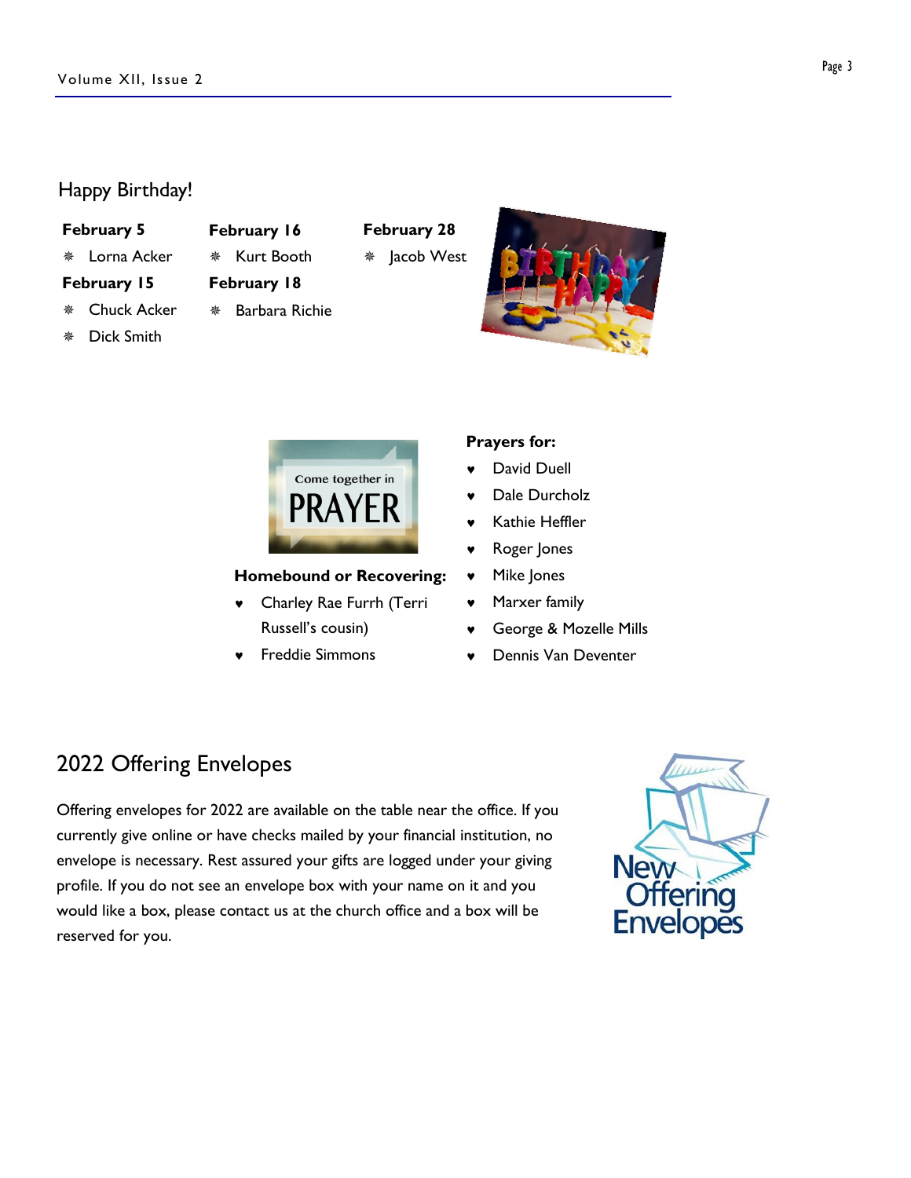## Happy Birthday!

**February 5**

- Lorna Acker

**February 15**

- Chuck Acker
- Dick Smith

**February 16**

- Kurt Booth

**February 18**

- Barbara Richie

**February 28**

- Jacob West

**Homebound or Recovering:**

- Charley Rae Furrh (Terri Russell's cousin)
- Freddie Simmons

**Prayers for:**

- David Duell
- Dale Durcholz
- Kathie Heffler
- Roger Jones
- Mike Jones
- Marxer family
- George & Mozelle Mills
- Dennis Van Deventer

## 2022 Offering Envelopes

Offering envelopes for 2022 are available on the table near the office. If you currently give online or have checks mailed by your financial institution, no envelope is necessary. Rest assured your gifts are logged under your giving profile. If you do not see an envelope box with your name on it and you would like a box, please contact us at the church office and a box will be reserved for you.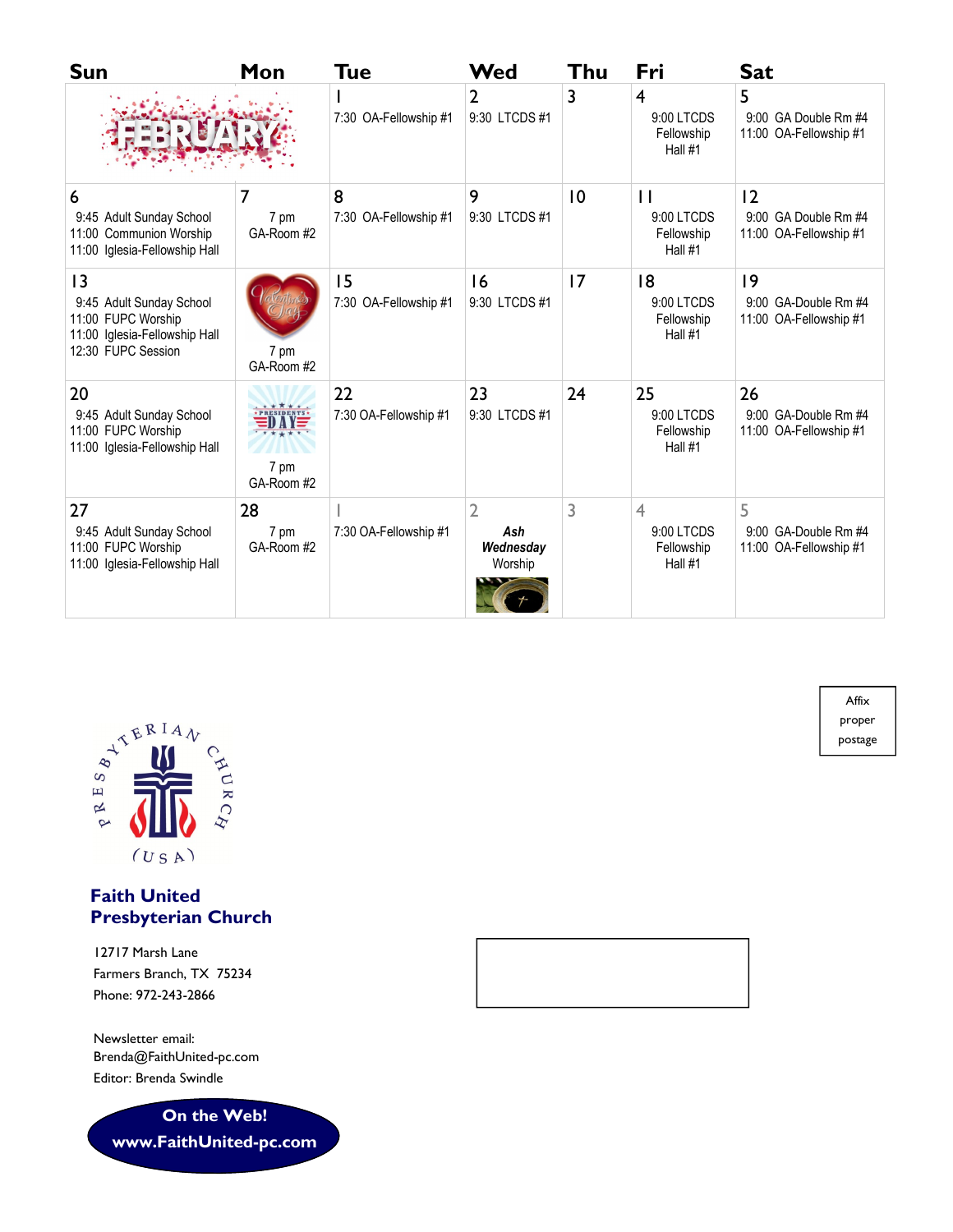| Sun | Mon | Tue | Wed | Thu | Fri | Sat |
|---|---|---|---|---|---|---|
| FEBRUARY | | 1<br>7:30 OA-Fellowship #1 | 2<br>9:30 LTCDS #1 | 3 | 4<br>9:00 LTCDS Fellowship Hall #1 | 5<br>9:00 GA Double Rm #4<br>11:00 OA-Fellowship #1 |
| 6<br>9:45 Adult Sunday School<br>11:00 Communion Worship<br>11:00 Iglesia-Fellowship Hall | 7<br>7 pm<br>GA-Room #2 | 8<br>7:30 OA-Fellowship #1 | 9<br>9:30 LTCDS #1 | 10 | 11<br>9:00 LTCDS Fellowship Hall #1 | 12<br>9:00 GA Double Rm #4<br>11:00 OA-Fellowship #1 |
| 13<br>9:45 Adult Sunday School<br>11:00 FUPC Worship<br>11:00 Iglesia-Fellowship Hall<br>12:30 FUPC Session | Valentine's Day<br>7 pm<br>GA-Room #2 | 15<br>7:30 OA-Fellowship #1 | 16<br>9:30 LTCDS #1 | 17 | 18<br>9:00 LTCDS Fellowship Hall #1 | 19<br>9:00 GA-Double Rm #4<br>11:00 OA-Fellowship #1 |
| 20<br>9:45 Adult Sunday School<br>11:00 FUPC Worship<br>11:00 Iglesia-Fellowship Hall | Presidents Day<br>7 pm<br>GA-Room #2 | 22<br>7:30 OA-Fellowship #1 | 23<br>9:30 LTCDS #1 | 24 | 25<br>9:00 LTCDS Fellowship Hall #1 | 26<br>9:00 GA-Double Rm #4<br>11:00 OA-Fellowship #1 |
| 27<br>9:45 Adult Sunday School<br>11:00 FUPC Worship<br>11:00 Iglesia-Fellowship Hall | 28<br>7 pm<br>GA-Room #2 | 1<br>7:30 OA-Fellowship #1 | 2<br>***Ash Wednesday***<br>Worship | 3 | 4<br>9:00 LTCDS Fellowship Hall #1 | 5<br>9:00 GA-Double Rm #4<br>11:00 OA-Fellowship #1 |

Affix proper postage

PRESBYTERIAN CHURCH (USA)

**Faith United Presbyterian Church**

12717 Marsh Lane
Farmers Branch, TX 75234
Phone: 972-243-2866

Newsletter email:
Brenda@FaithUnited-pc.com
Editor: Brenda Swindle

**On the Web!**
**www.FaithUnited-pc.com**